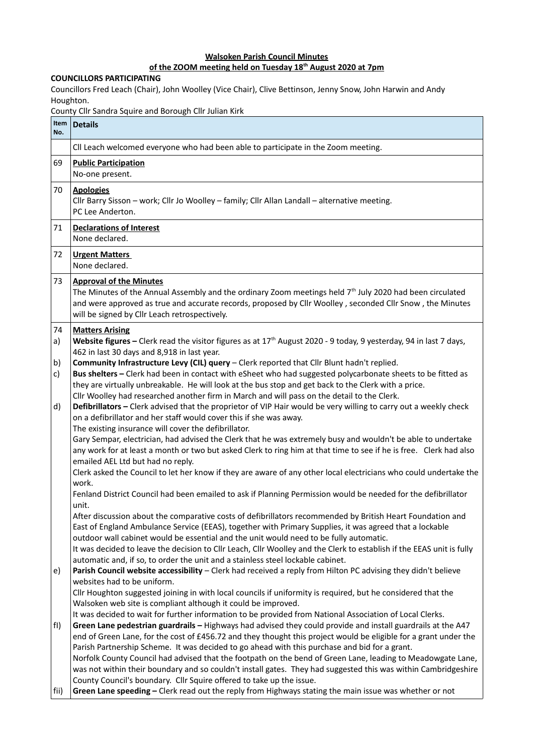**Walsoken Parish Council Minutes**

**of the ZOOM meeting held on Tuesday 18th August 2020 at 7pm**

**COUNCILLORS PARTICIPATING**

Councillors Fred Leach (Chair), John Woolley (Vice Chair), Clive Bettinson, Jenny Snow, John Harwin and Andy Houghton.

County Cllr Sandra Squire and Borough Cllr Julian Kirk

| Item No. | Details |
|---|---|
| | Cll Leach welcomed everyone who had been able to participate in the Zoom meeting. |
| 69 | **Public Participation**<br>No-one present. |
| 70 | **Apologies**<br>Cllr Barry Sisson – work; Cllr Jo Woolley – family; Cllr Allan Landall – alternative meeting.<br>PC Lee Anderton. |
| 71 | **Declarations of Interest**<br>None declared. |
| 72 | **Urgent Matters**<br>None declared. |
| 73 | **Approval of the Minutes**<br>The Minutes of the Annual Assembly and the ordinary Zoom meetings held 7th July 2020 had been circulated and were approved as true and accurate records, proposed by Cllr Woolley , seconded Cllr Snow , the Minutes will be signed by Cllr Leach retrospectively. |
| 74 | **Matters Arising** |
| a) | **Website figures –** Clerk read the visitor figures as at 17th August 2020 - 9 today, 9 yesterday, 94 in last 7 days, 462 in last 30 days and 8,918 in last year. |
| b) | **Community Infrastructure Levy (CIL) query** – Clerk reported that Cllr Blunt hadn't replied. |
| c) | **Bus shelters –** Clerk had been in contact with eSheet who had suggested polycarbonate sheets to be fitted as they are virtually unbreakable. He will look at the bus stop and get back to the Clerk with a price.<br>Cllr Woolley had researched another firm in March and will pass on the detail to the Clerk. |
| d) | **Defibrillators –** Clerk advised that the proprietor of VIP Hair would be very willing to carry out a weekly check on a defibrillator and her staff would cover this if she was away.<br>The existing insurance will cover the defibrillator.<br>Gary Sempar, electrician, had advised the Clerk that he was extremely busy and wouldn't be able to undertake any work for at least a month or two but asked Clerk to ring him at that time to see if he is free. Clerk had also emailed AEL Ltd but had no reply.<br>Clerk asked the Council to let her know if they are aware of any other local electricians who could undertake the work.<br>Fenland District Council had been emailed to ask if Planning Permission would be needed for the defibrillator unit.<br>After discussion about the comparative costs of defibrillators recommended by British Heart Foundation and East of England Ambulance Service (EEAS), together with Primary Supplies, it was agreed that a lockable outdoor wall cabinet would be essential and the unit would need to be fully automatic.<br>It was decided to leave the decision to Cllr Leach, Cllr Woolley and the Clerk to establish if the EEAS unit is fully automatic and, if so, to order the unit and a stainless steel lockable cabinet. |
| e) | **Parish Council website accessibility** – Clerk had received a reply from Hilton PC advising they didn't believe websites had to be uniform.<br>Cllr Houghton suggested joining in with local councils if uniformity is required, but he considered that the Walsoken web site is compliant although it could be improved.<br>It was decided to wait for further information to be provided from National Association of Local Clerks. |
| fI) | **Green Lane pedestrian guardrails –** Highways had advised they could provide and install guardrails at the A47 end of Green Lane, for the cost of £456.72 and they thought this project would be eligible for a grant under the Parish Partnership Scheme. It was decided to go ahead with this purchase and bid for a grant.<br>Norfolk County Council had advised that the footpath on the bend of Green Lane, leading to Meadowgate Lane, was not within their boundary and so couldn't install gates. They had suggested this was within Cambridgeshire County Council's boundary. Cllr Squire offered to take up the issue. |
| fii) | **Green Lane speeding –** Clerk read out the reply from Highways stating the main issue was whether or not |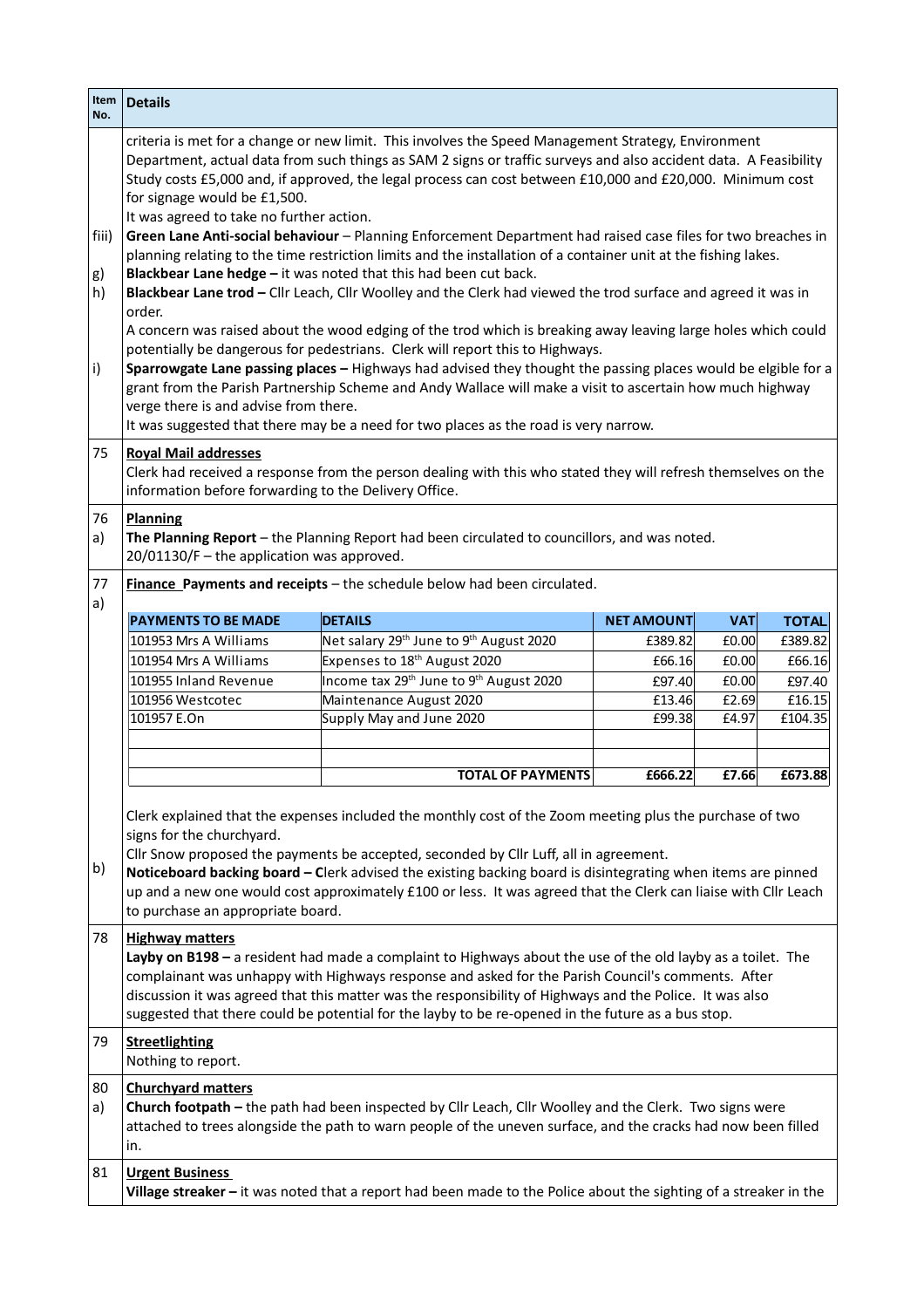| Item No. | Details |
|---|---|
| | criteria is met for a change or new limit. This involves the Speed Management Strategy, Environment Department, actual data from such things as SAM 2 signs or traffic surveys and also accident data. A Feasibility Study costs £5,000 and, if approved, the legal process can cost between £10,000 and £20,000. Minimum cost for signage would be £1,500. It was agreed to take no further action. |
| fiii) | **Green Lane Anti-social behaviour** – Planning Enforcement Department had raised case files for two breaches in planning relating to the time restriction limits and the installation of a container unit at the fishing lakes. |
| g) | **Blackbear Lane hedge –** it was noted that this had been cut back. |
| h) | **Blackbear Lane trod –** Cllr Leach, Cllr Woolley and the Clerk had viewed the trod surface and agreed it was in order. A concern was raised about the wood edging of the trod which is breaking away leaving large holes which could potentially be dangerous for pedestrians. Clerk will report this to Highways. |
| i) | **Sparrowgate Lane passing places –** Highways had advised they thought the passing places would be elgible for a grant from the Parish Partnership Scheme and Andy Wallace will make a visit to ascertain how much highway verge there is and advise from there. It was suggested that there may be a need for two places as the road is very narrow. |
| 75 | **Royal Mail addresses** Clerk had received a response from the person dealing with this who stated they will refresh themselves on the information before forwarding to the Delivery Office. |
| 76 a) | **Planning** **The Planning Report** – the Planning Report had been circulated to councillors, and was noted. 20/01130/F – the application was approved. |
| 77 a) | **Finance Payments and receipts** – the schedule below had been circulated. |

| PAYMENTS TO BE MADE | DETAILS | NET AMOUNT | VAT | TOTAL |
|---|---|---|---|---|
| 101953 Mrs A Williams | Net salary 29th June to 9th August 2020 | £389.82 | £0.00 | £389.82 |
| 101954 Mrs A Williams | Expenses to 18th August 2020 | £66.16 | £0.00 | £66.16 |
| 101955 Inland Revenue | Income tax 29th June to 9th August 2020 | £97.40 | £0.00 | £97.40 |
| 101956 Westcotec | Maintenance August 2020 | £13.46 | £2.69 | £16.15 |
| 101957 E.On | Supply May and June 2020 | £99.38 | £4.97 | £104.35 |
| | | | | |
| | | | | |
| | **TOTAL OF PAYMENTS** | **£666.22** | **£7.66** | **£673.88** |

Clerk explained that the expenses included the monthly cost of the Zoom meeting plus the purchase of two signs for the churchyard.

Cllr Snow proposed the payments be accepted, seconded by Cllr Luff, all in agreement.

| Item No. | Details |
|---|---|
| b) | **Noticeboard backing board – C**lerk advised the existing backing board is disintegrating when items are pinned up and a new one would cost approximately £100 or less. It was agreed that the Clerk can liaise with Cllr Leach to purchase an appropriate board. |
| 78 | **Highway matters** **Layby on B198 –** a resident had made a complaint to Highways about the use of the old layby as a toilet. The complainant was unhappy with Highways response and asked for the Parish Council's comments. After discussion it was agreed that this matter was the responsibility of Highways and the Police. It was also suggested that there could be potential for the layby to be re-opened in the future as a bus stop. |
| 79 | **Streetlighting** Nothing to report. |
| 80 a) | **Churchyard matters** **Church footpath –** the path had been inspected by Cllr Leach, Cllr Woolley and the Clerk. Two signs were attached to trees alongside the path to warn people of the uneven surface, and the cracks had now been filled in. |
| 81 | **Urgent Business** **Village streaker –** it was noted that a report had been made to the Police about the sighting of a streaker in the |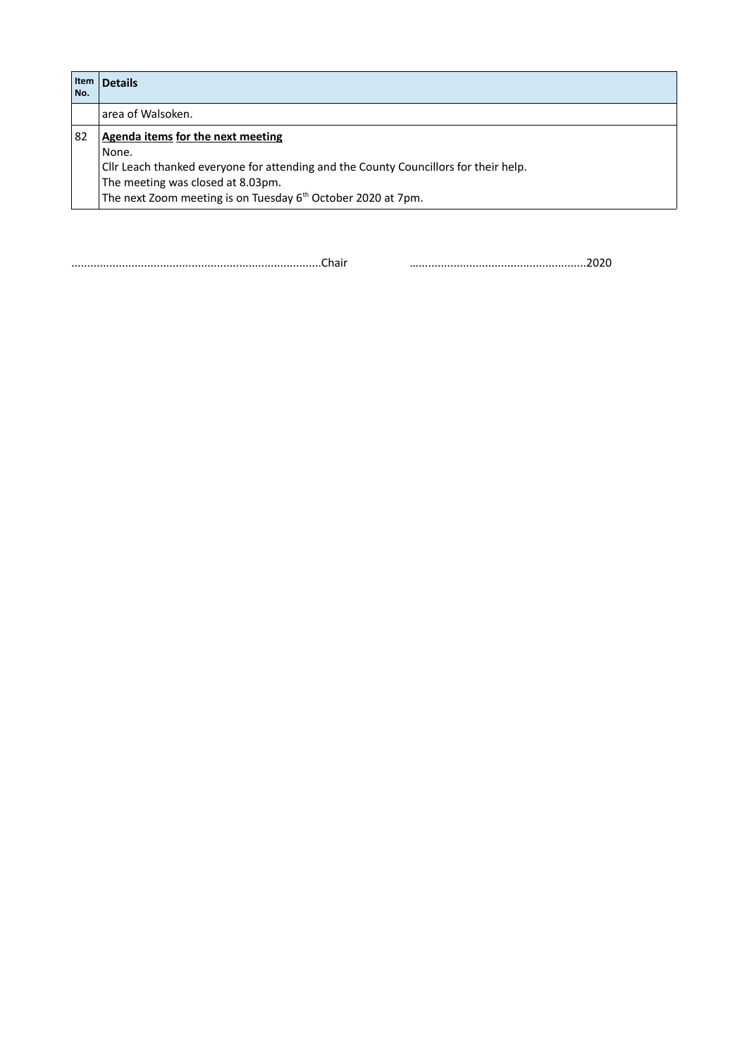| Item No. | Details |
|---|---|
| | area of Walsoken. |
| 82 | **<u>Agenda items</u> <u>for the next meeting</u>**<br>None.<br>Cllr Leach thanked everyone for attending and the County Councillors for their help.<br>The meeting was closed at 8.03pm.<br>The next Zoom meeting is on Tuesday 6th October 2020 at 7pm. |

..............................................................................Chair ……………………………………………....2020